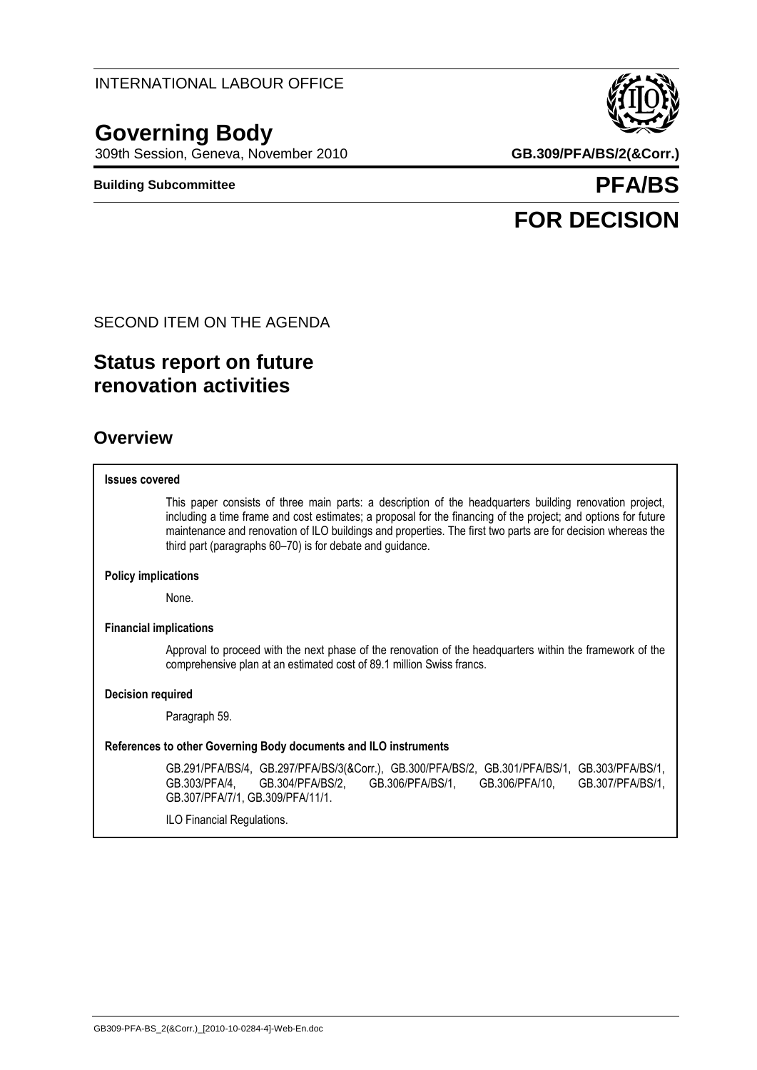INTERNATIONAL LABOUR OFFICE

# Governing Body

309th Session, Geneva, November 2010 **GB.309/PFA/BS/2(&Corr.)**

**Building Subcommittee** **PFA/BS**

**FOR DECISION**

SECOND ITEM ON THE AGENDA

## Status report on future renovation activities

## Overview

**Issues covered**

This paper consists of three main parts: a description of the headquarters building renovation project, including a time frame and cost estimates; a proposal for the financing of the project; and options for future maintenance and renovation of ILO buildings and properties. The first two parts are for decision whereas the third part (paragraphs 60–70) is for debate and guidance.

**Policy implications**

None.

**Financial implications**

Approval to proceed with the next phase of the renovation of the headquarters within the framework of the comprehensive plan at an estimated cost of 89.1 million Swiss francs.

**Decision required**

Paragraph 59.

**References to other Governing Body documents and ILO instruments**

GB.291/PFA/BS/4, GB.297/PFA/BS/3(&Corr.), GB.300/PFA/BS/2, GB.301/PFA/BS/1, GB.303/PFA/BS/1, GB.303/PFA/4, GB.304/PFA/BS/2, GB.306/PFA/BS/1, GB.306/PFA/10, GB.307/PFA/BS/1, GB.307/PFA/7/1, GB.309/PFA/11/1.

ILO Financial Regulations.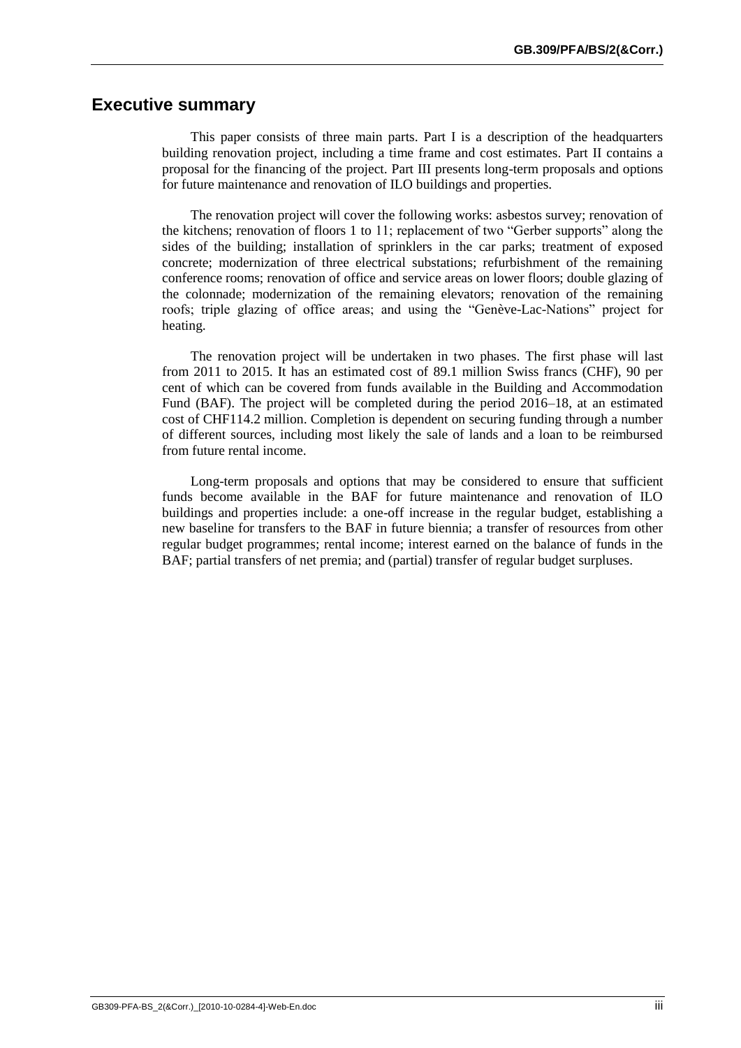## Executive summary

This paper consists of three main parts. Part I is a description of the headquarters building renovation project, including a time frame and cost estimates. Part II contains a proposal for the financing of the project. Part III presents long-term proposals and options for future maintenance and renovation of ILO buildings and properties.

The renovation project will cover the following works: asbestos survey; renovation of the kitchens; renovation of floors 1 to 11; replacement of two "Gerber supports" along the sides of the building; installation of sprinklers in the car parks; treatment of exposed concrete; modernization of three electrical substations; refurbishment of the remaining conference rooms; renovation of office and service areas on lower floors; double glazing of the colonnade; modernization of the remaining elevators; renovation of the remaining roofs; triple glazing of office areas; and using the "Genève-Lac-Nations" project for heating.

The renovation project will be undertaken in two phases. The first phase will last from 2011 to 2015. It has an estimated cost of 89.1 million Swiss francs (CHF), 90 per cent of which can be covered from funds available in the Building and Accommodation Fund (BAF). The project will be completed during the period 2016–18, at an estimated cost of CHF114.2 million. Completion is dependent on securing funding through a number of different sources, including most likely the sale of lands and a loan to be reimbursed from future rental income.

Long-term proposals and options that may be considered to ensure that sufficient funds become available in the BAF for future maintenance and renovation of ILO buildings and properties include: a one-off increase in the regular budget, establishing a new baseline for transfers to the BAF in future biennia; a transfer of resources from other regular budget programmes; rental income; interest earned on the balance of funds in the BAF; partial transfers of net premia; and (partial) transfer of regular budget surpluses.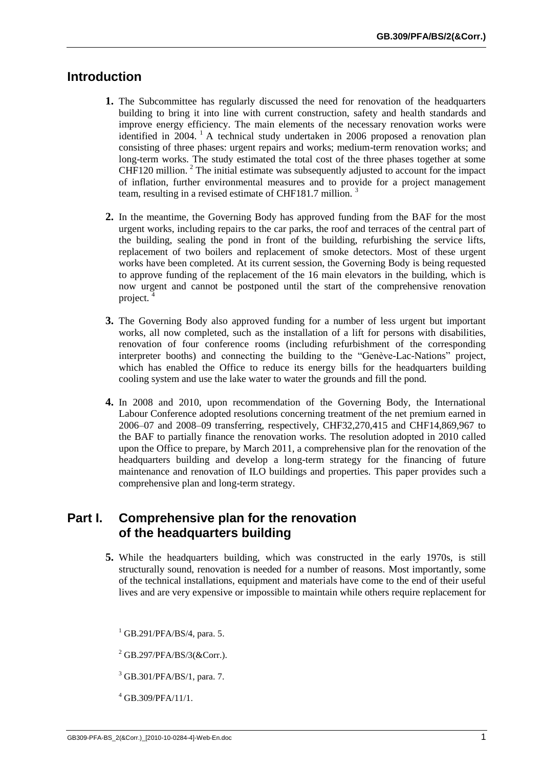## Introduction

**1.** The Subcommittee has regularly discussed the need for renovation of the headquarters building to bring it into line with current construction, safety and health standards and improve energy efficiency. The main elements of the necessary renovation works were identified in 2004. [1] A technical study undertaken in 2006 proposed a renovation plan consisting of three phases: urgent repairs and works; medium-term renovation works; and long-term works. The study estimated the total cost of the three phases together at some CHF120 million. [2] The initial estimate was subsequently adjusted to account for the impact of inflation, further environmental measures and to provide for a project management team, resulting in a revised estimate of CHF181.7 million. [3]

**2.** In the meantime, the Governing Body has approved funding from the BAF for the most urgent works, including repairs to the car parks, the roof and terraces of the central part of the building, sealing the pond in front of the building, refurbishing the service lifts, replacement of two boilers and replacement of smoke detectors. Most of these urgent works have been completed. At its current session, the Governing Body is being requested to approve funding of the replacement of the 16 main elevators in the building, which is now urgent and cannot be postponed until the start of the comprehensive renovation project. [4]

**3.** The Governing Body also approved funding for a number of less urgent but important works, all now completed, such as the installation of a lift for persons with disabilities, renovation of four conference rooms (including refurbishment of the corresponding interpreter booths) and connecting the building to the "Genève-Lac-Nations" project, which has enabled the Office to reduce its energy bills for the headquarters building cooling system and use the lake water to water the grounds and fill the pond.

**4.** In 2008 and 2010, upon recommendation of the Governing Body, the International Labour Conference adopted resolutions concerning treatment of the net premium earned in 2006–07 and 2008–09 transferring, respectively, CHF32,270,415 and CHF14,869,967 to the BAF to partially finance the renovation works. The resolution adopted in 2010 called upon the Office to prepare, by March 2011, a comprehensive plan for the renovation of the headquarters building and develop a long-term strategy for the financing of future maintenance and renovation of ILO buildings and properties. This paper provides such a comprehensive plan and long-term strategy.

## Part I. Comprehensive plan for the renovation of the headquarters building

**5.** While the headquarters building, which was constructed in the early 1970s, is still structurally sound, renovation is needed for a number of reasons. Most importantly, some of the technical installations, equipment and materials have come to the end of their useful lives and are very expensive or impossible to maintain while others require replacement for

[1] GB.291/PFA/BS/4, para. 5.

[2] GB.297/PFA/BS/3(&Corr.).

[3] GB.301/PFA/BS/1, para. 7.

[4] GB.309/PFA/11/1.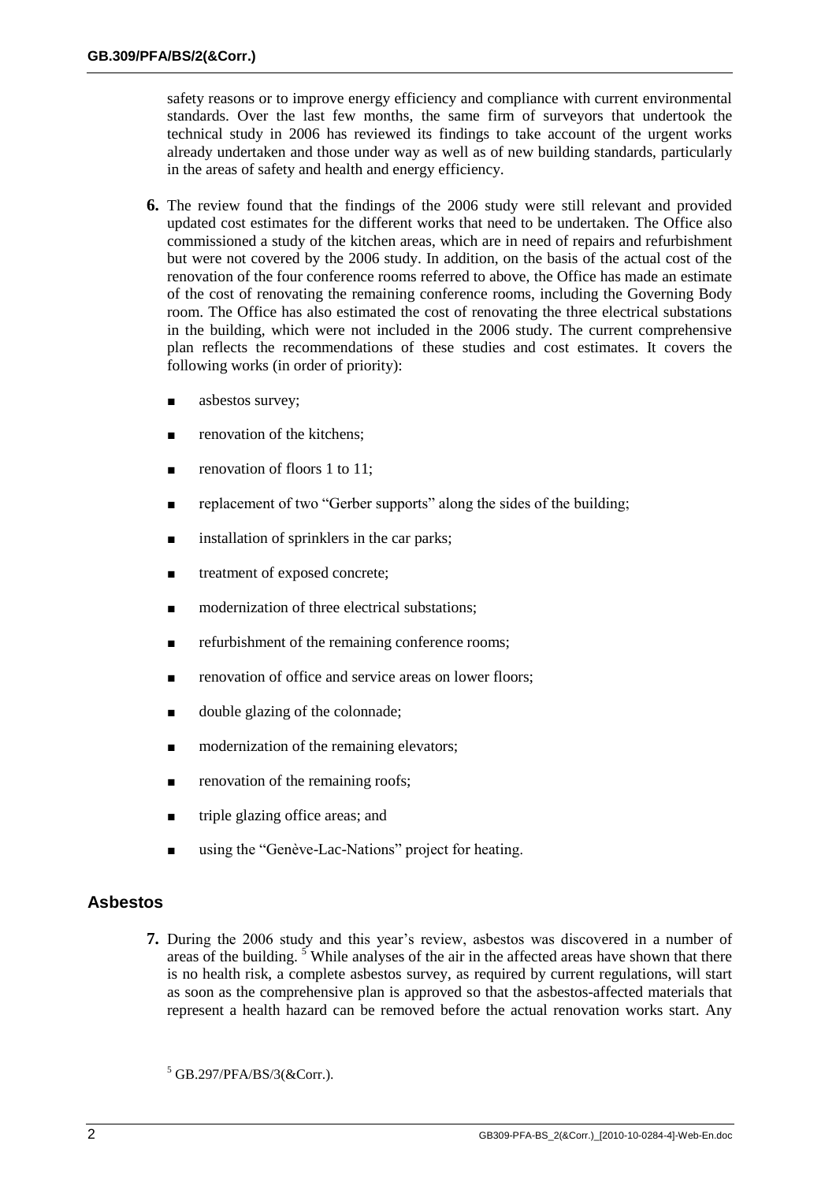safety reasons or to improve energy efficiency and compliance with current environmental standards. Over the last few months, the same firm of surveyors that undertook the technical study in 2006 has reviewed its findings to take account of the urgent works already undertaken and those under way as well as of new building standards, particularly in the areas of safety and health and energy efficiency.

**6.** The review found that the findings of the 2006 study were still relevant and provided updated cost estimates for the different works that need to be undertaken. The Office also commissioned a study of the kitchen areas, which are in need of repairs and refurbishment but were not covered by the 2006 study. In addition, on the basis of the actual cost of the renovation of the four conference rooms referred to above, the Office has made an estimate of the cost of renovating the remaining conference rooms, including the Governing Body room. The Office has also estimated the cost of renovating the three electrical substations in the building, which were not included in the 2006 study. The current comprehensive plan reflects the recommendations of these studies and cost estimates. It covers the following works (in order of priority):

- asbestos survey;
- renovation of the kitchens;
- renovation of floors 1 to 11;
- replacement of two "Gerber supports" along the sides of the building;
- installation of sprinklers in the car parks;
- treatment of exposed concrete;
- modernization of three electrical substations;
- refurbishment of the remaining conference rooms;
- renovation of office and service areas on lower floors;
- double glazing of the colonnade;
- modernization of the remaining elevators;
- renovation of the remaining roofs;
- triple glazing office areas; and
- using the "Genève-Lac-Nations" project for heating.

## Asbestos

**7.** During the 2006 study and this year's review, asbestos was discovered in a number of areas of the building. [5] While analyses of the air in the affected areas have shown that there is no health risk, a complete asbestos survey, as required by current regulations, will start as soon as the comprehensive plan is approved so that the asbestos-affected materials that represent a health hazard can be removed before the actual renovation works start. Any

[5] GB.297/PFA/BS/3(&Corr.).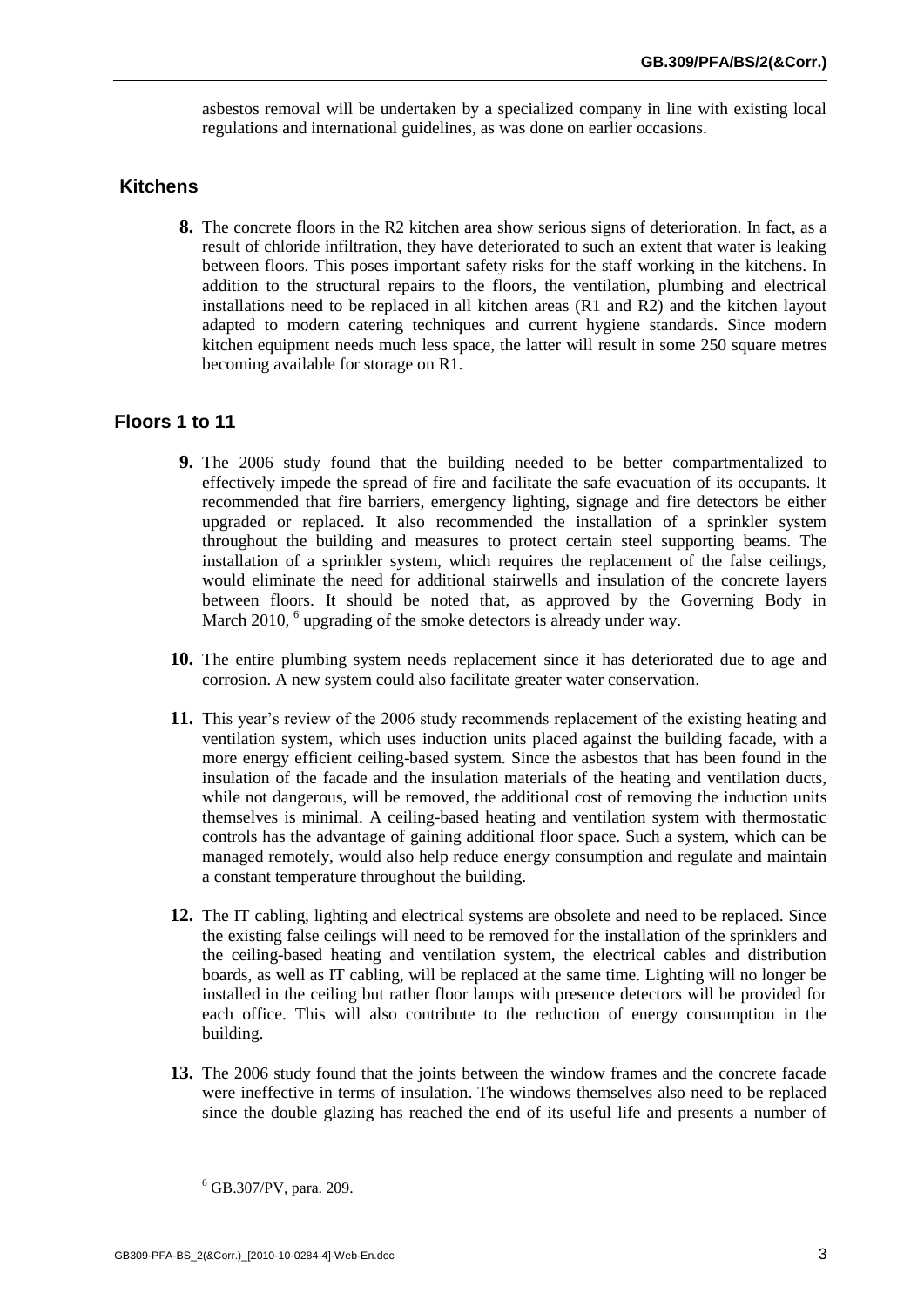asbestos removal will be undertaken by a specialized company in line with existing local regulations and international guidelines, as was done on earlier occasions.

## Kitchens

**8.** The concrete floors in the R2 kitchen area show serious signs of deterioration. In fact, as a result of chloride infiltration, they have deteriorated to such an extent that water is leaking between floors. This poses important safety risks for the staff working in the kitchens. In addition to the structural repairs to the floors, the ventilation, plumbing and electrical installations need to be replaced in all kitchen areas (R1 and R2) and the kitchen layout adapted to modern catering techniques and current hygiene standards. Since modern kitchen equipment needs much less space, the latter will result in some 250 square metres becoming available for storage on R1.

## Floors 1 to 11

**9.** The 2006 study found that the building needed to be better compartmentalized to effectively impede the spread of fire and facilitate the safe evacuation of its occupants. It recommended that fire barriers, emergency lighting, signage and fire detectors be either upgraded or replaced. It also recommended the installation of a sprinkler system throughout the building and measures to protect certain steel supporting beams. The installation of a sprinkler system, which requires the replacement of the false ceilings, would eliminate the need for additional stairwells and insulation of the concrete layers between floors. It should be noted that, as approved by the Governing Body in March 2010, [6] upgrading of the smoke detectors is already under way.

**10.** The entire plumbing system needs replacement since it has deteriorated due to age and corrosion. A new system could also facilitate greater water conservation.

**11.** This year's review of the 2006 study recommends replacement of the existing heating and ventilation system, which uses induction units placed against the building facade, with a more energy efficient ceiling-based system. Since the asbestos that has been found in the insulation of the facade and the insulation materials of the heating and ventilation ducts, while not dangerous, will be removed, the additional cost of removing the induction units themselves is minimal. A ceiling-based heating and ventilation system with thermostatic controls has the advantage of gaining additional floor space. Such a system, which can be managed remotely, would also help reduce energy consumption and regulate and maintain a constant temperature throughout the building.

**12.** The IT cabling, lighting and electrical systems are obsolete and need to be replaced. Since the existing false ceilings will need to be removed for the installation of the sprinklers and the ceiling-based heating and ventilation system, the electrical cables and distribution boards, as well as IT cabling, will be replaced at the same time. Lighting will no longer be installed in the ceiling but rather floor lamps with presence detectors will be provided for each office. This will also contribute to the reduction of energy consumption in the building.

**13.** The 2006 study found that the joints between the window frames and the concrete facade were ineffective in terms of insulation. The windows themselves also need to be replaced since the double glazing has reached the end of its useful life and presents a number of

[6] GB.307/PV, para. 209.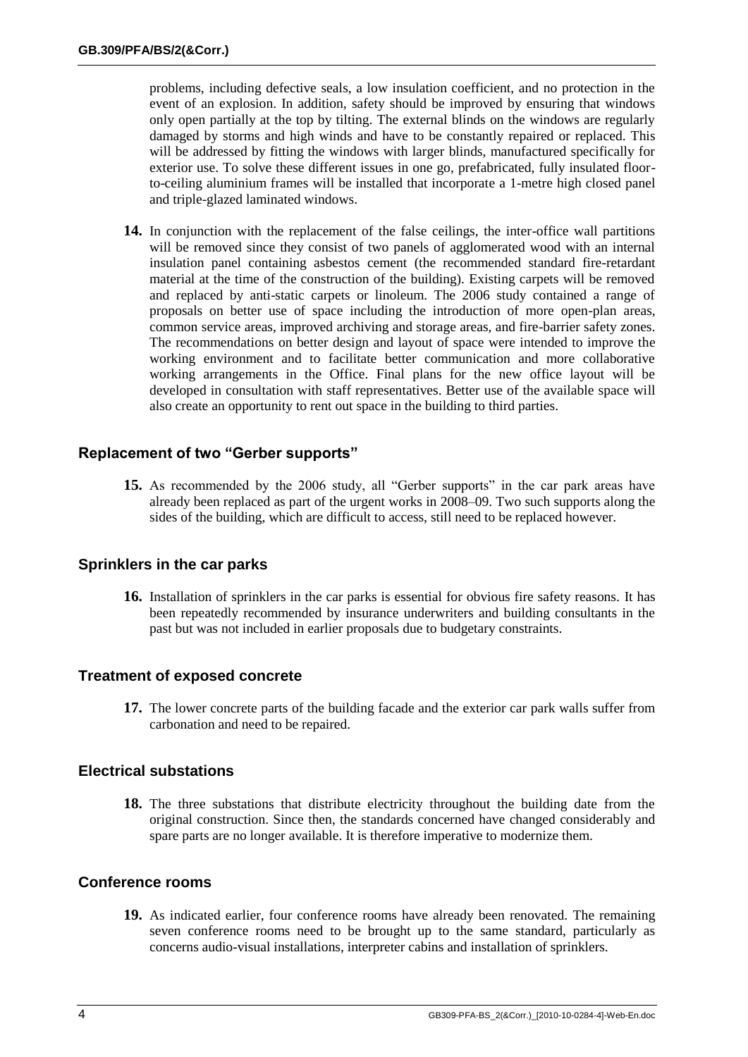problems, including defective seals, a low insulation coefficient, and no protection in the event of an explosion. In addition, safety should be improved by ensuring that windows only open partially at the top by tilting. The external blinds on the windows are regularly damaged by storms and high winds and have to be constantly repaired or replaced. This will be addressed by fitting the windows with larger blinds, manufactured specifically for exterior use. To solve these different issues in one go, prefabricated, fully insulated floor-to-ceiling aluminium frames will be installed that incorporate a 1-metre high closed panel and triple-glazed laminated windows.

**14.** In conjunction with the replacement of the false ceilings, the inter-office wall partitions will be removed since they consist of two panels of agglomerated wood with an internal insulation panel containing asbestos cement (the recommended standard fire-retardant material at the time of the construction of the building). Existing carpets will be removed and replaced by anti-static carpets or linoleum. The 2006 study contained a range of proposals on better use of space including the introduction of more open-plan areas, common service areas, improved archiving and storage areas, and fire-barrier safety zones. The recommendations on better design and layout of space were intended to improve the working environment and to facilitate better communication and more collaborative working arrangements in the Office. Final plans for the new office layout will be developed in consultation with staff representatives. Better use of the available space will also create an opportunity to rent out space in the building to third parties.

### Replacement of two "Gerber supports"

**15.** As recommended by the 2006 study, all "Gerber supports" in the car park areas have already been replaced as part of the urgent works in 2008–09. Two such supports along the sides of the building, which are difficult to access, still need to be replaced however.

### Sprinklers in the car parks

**16.** Installation of sprinklers in the car parks is essential for obvious fire safety reasons. It has been repeatedly recommended by insurance underwriters and building consultants in the past but was not included in earlier proposals due to budgetary constraints.

### Treatment of exposed concrete

**17.** The lower concrete parts of the building facade and the exterior car park walls suffer from carbonation and need to be repaired.

### Electrical substations

**18.** The three substations that distribute electricity throughout the building date from the original construction. Since then, the standards concerned have changed considerably and spare parts are no longer available. It is therefore imperative to modernize them.

### Conference rooms

**19.** As indicated earlier, four conference rooms have already been renovated. The remaining seven conference rooms need to be brought up to the same standard, particularly as concerns audio-visual installations, interpreter cabins and installation of sprinklers.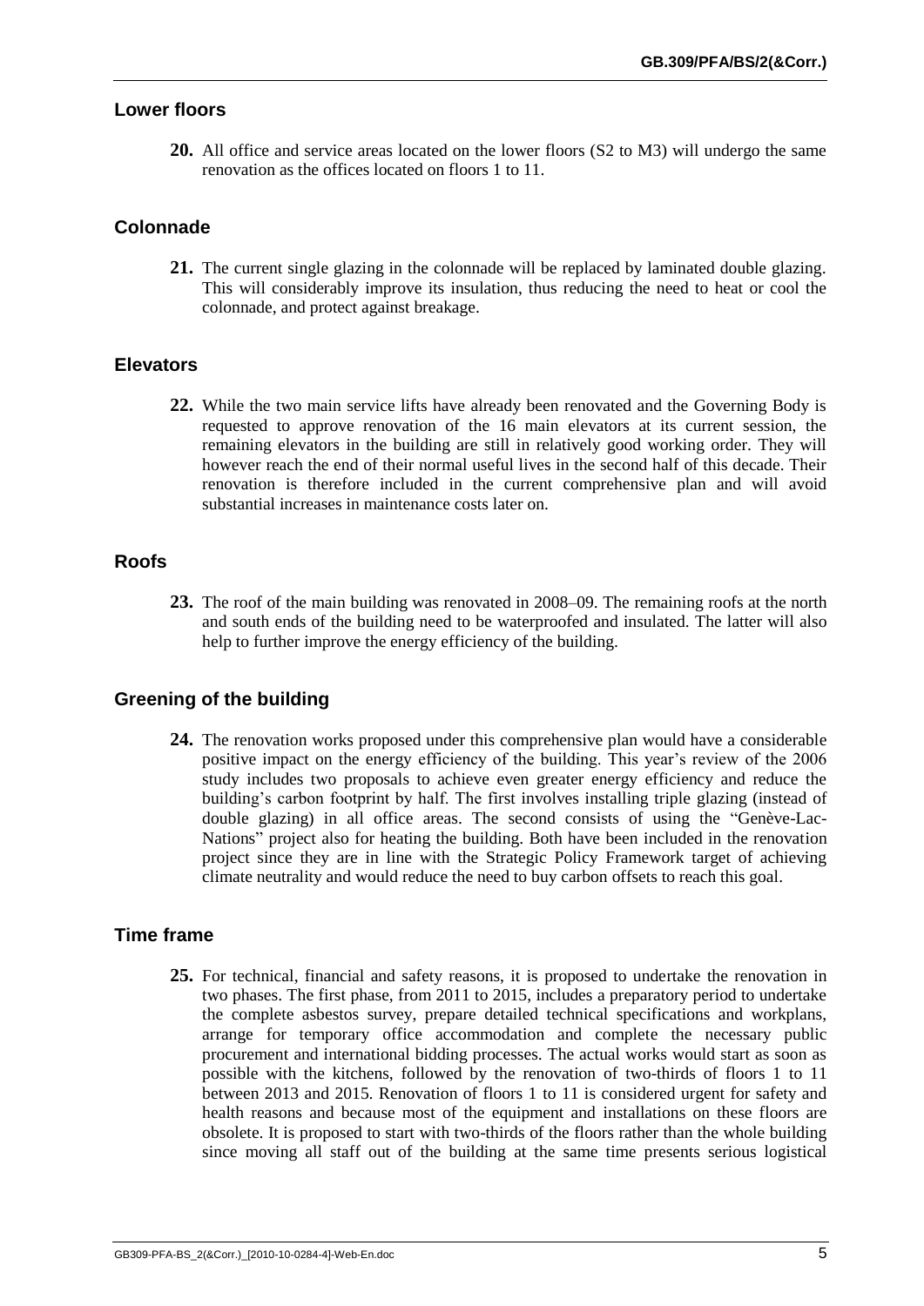## Lower floors

**20.** All office and service areas located on the lower floors (S2 to M3) will undergo the same renovation as the offices located on floors 1 to 11.

## Colonnade

**21.** The current single glazing in the colonnade will be replaced by laminated double glazing. This will considerably improve its insulation, thus reducing the need to heat or cool the colonnade, and protect against breakage.

## Elevators

**22.** While the two main service lifts have already been renovated and the Governing Body is requested to approve renovation of the 16 main elevators at its current session, the remaining elevators in the building are still in relatively good working order. They will however reach the end of their normal useful lives in the second half of this decade. Their renovation is therefore included in the current comprehensive plan and will avoid substantial increases in maintenance costs later on.

## Roofs

**23.** The roof of the main building was renovated in 2008–09. The remaining roofs at the north and south ends of the building need to be waterproofed and insulated. The latter will also help to further improve the energy efficiency of the building.

## Greening of the building

**24.** The renovation works proposed under this comprehensive plan would have a considerable positive impact on the energy efficiency of the building. This year's review of the 2006 study includes two proposals to achieve even greater energy efficiency and reduce the building's carbon footprint by half. The first involves installing triple glazing (instead of double glazing) in all office areas. The second consists of using the "Genève-Lac-Nations" project also for heating the building. Both have been included in the renovation project since they are in line with the Strategic Policy Framework target of achieving climate neutrality and would reduce the need to buy carbon offsets to reach this goal.

## Time frame

**25.** For technical, financial and safety reasons, it is proposed to undertake the renovation in two phases. The first phase, from 2011 to 2015, includes a preparatory period to undertake the complete asbestos survey, prepare detailed technical specifications and workplans, arrange for temporary office accommodation and complete the necessary public procurement and international bidding processes. The actual works would start as soon as possible with the kitchens, followed by the renovation of two-thirds of floors 1 to 11 between 2013 and 2015. Renovation of floors 1 to 11 is considered urgent for safety and health reasons and because most of the equipment and installations on these floors are obsolete. It is proposed to start with two-thirds of the floors rather than the whole building since moving all staff out of the building at the same time presents serious logistical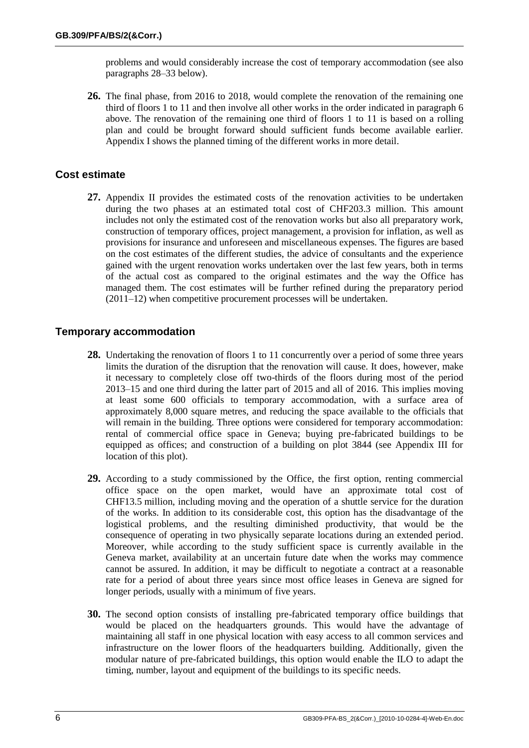problems and would considerably increase the cost of temporary accommodation (see also paragraphs 28–33 below).

**26.** The final phase, from 2016 to 2018, would complete the renovation of the remaining one third of floors 1 to 11 and then involve all other works in the order indicated in paragraph 6 above. The renovation of the remaining one third of floors 1 to 11 is based on a rolling plan and could be brought forward should sufficient funds become available earlier. Appendix I shows the planned timing of the different works in more detail.

## Cost estimate

**27.** Appendix II provides the estimated costs of the renovation activities to be undertaken during the two phases at an estimated total cost of CHF203.3 million. This amount includes not only the estimated cost of the renovation works but also all preparatory work, construction of temporary offices, project management, a provision for inflation, as well as provisions for insurance and unforeseen and miscellaneous expenses. The figures are based on the cost estimates of the different studies, the advice of consultants and the experience gained with the urgent renovation works undertaken over the last few years, both in terms of the actual cost as compared to the original estimates and the way the Office has managed them. The cost estimates will be further refined during the preparatory period (2011–12) when competitive procurement processes will be undertaken.

## Temporary accommodation

**28.** Undertaking the renovation of floors 1 to 11 concurrently over a period of some three years limits the duration of the disruption that the renovation will cause. It does, however, make it necessary to completely close off two-thirds of the floors during most of the period 2013–15 and one third during the latter part of 2015 and all of 2016. This implies moving at least some 600 officials to temporary accommodation, with a surface area of approximately 8,000 square metres, and reducing the space available to the officials that will remain in the building. Three options were considered for temporary accommodation: rental of commercial office space in Geneva; buying pre-fabricated buildings to be equipped as offices; and construction of a building on plot 3844 (see Appendix III for location of this plot).

**29.** According to a study commissioned by the Office, the first option, renting commercial office space on the open market, would have an approximate total cost of CHF13.5 million, including moving and the operation of a shuttle service for the duration of the works. In addition to its considerable cost, this option has the disadvantage of the logistical problems, and the resulting diminished productivity, that would be the consequence of operating in two physically separate locations during an extended period. Moreover, while according to the study sufficient space is currently available in the Geneva market, availability at an uncertain future date when the works may commence cannot be assured. In addition, it may be difficult to negotiate a contract at a reasonable rate for a period of about three years since most office leases in Geneva are signed for longer periods, usually with a minimum of five years.

**30.** The second option consists of installing pre-fabricated temporary office buildings that would be placed on the headquarters grounds. This would have the advantage of maintaining all staff in one physical location with easy access to all common services and infrastructure on the lower floors of the headquarters building. Additionally, given the modular nature of pre-fabricated buildings, this option would enable the ILO to adapt the timing, number, layout and equipment of the buildings to its specific needs.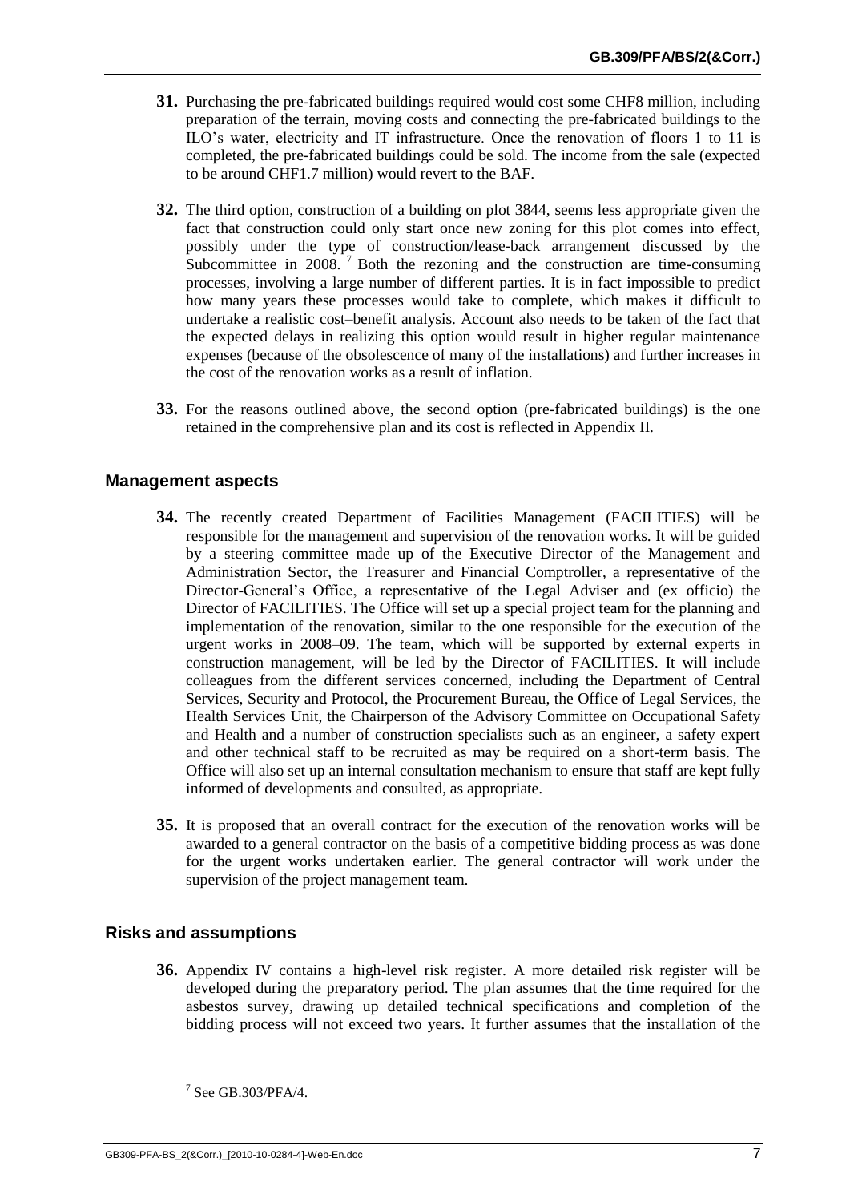**31.** Purchasing the pre-fabricated buildings required would cost some CHF8 million, including preparation of the terrain, moving costs and connecting the pre-fabricated buildings to the ILO's water, electricity and IT infrastructure. Once the renovation of floors 1 to 11 is completed, the pre-fabricated buildings could be sold. The income from the sale (expected to be around CHF1.7 million) would revert to the BAF.

**32.** The third option, construction of a building on plot 3844, seems less appropriate given the fact that construction could only start once new zoning for this plot comes into effect, possibly under the type of construction/lease-back arrangement discussed by the Subcommittee in 2008.[7] Both the rezoning and the construction are time-consuming processes, involving a large number of different parties. It is in fact impossible to predict how many years these processes would take to complete, which makes it difficult to undertake a realistic cost–benefit analysis. Account also needs to be taken of the fact that the expected delays in realizing this option would result in higher regular maintenance expenses (because of the obsolescence of many of the installations) and further increases in the cost of the renovation works as a result of inflation.

**33.** For the reasons outlined above, the second option (pre-fabricated buildings) is the one retained in the comprehensive plan and its cost is reflected in Appendix II.

## Management aspects

**34.** The recently created Department of Facilities Management (FACILITIES) will be responsible for the management and supervision of the renovation works. It will be guided by a steering committee made up of the Executive Director of the Management and Administration Sector, the Treasurer and Financial Comptroller, a representative of the Director-General's Office, a representative of the Legal Adviser and (ex officio) the Director of FACILITIES. The Office will set up a special project team for the planning and implementation of the renovation, similar to the one responsible for the execution of the urgent works in 2008–09. The team, which will be supported by external experts in construction management, will be led by the Director of FACILITIES. It will include colleagues from the different services concerned, including the Department of Central Services, Security and Protocol, the Procurement Bureau, the Office of Legal Services, the Health Services Unit, the Chairperson of the Advisory Committee on Occupational Safety and Health and a number of construction specialists such as an engineer, a safety expert and other technical staff to be recruited as may be required on a short-term basis. The Office will also set up an internal consultation mechanism to ensure that staff are kept fully informed of developments and consulted, as appropriate.

**35.** It is proposed that an overall contract for the execution of the renovation works will be awarded to a general contractor on the basis of a competitive bidding process as was done for the urgent works undertaken earlier. The general contractor will work under the supervision of the project management team.

## Risks and assumptions

**36.** Appendix IV contains a high-level risk register. A more detailed risk register will be developed during the preparatory period. The plan assumes that the time required for the asbestos survey, drawing up detailed technical specifications and completion of the bidding process will not exceed two years. It further assumes that the installation of the

[7] See GB.303/PFA/4.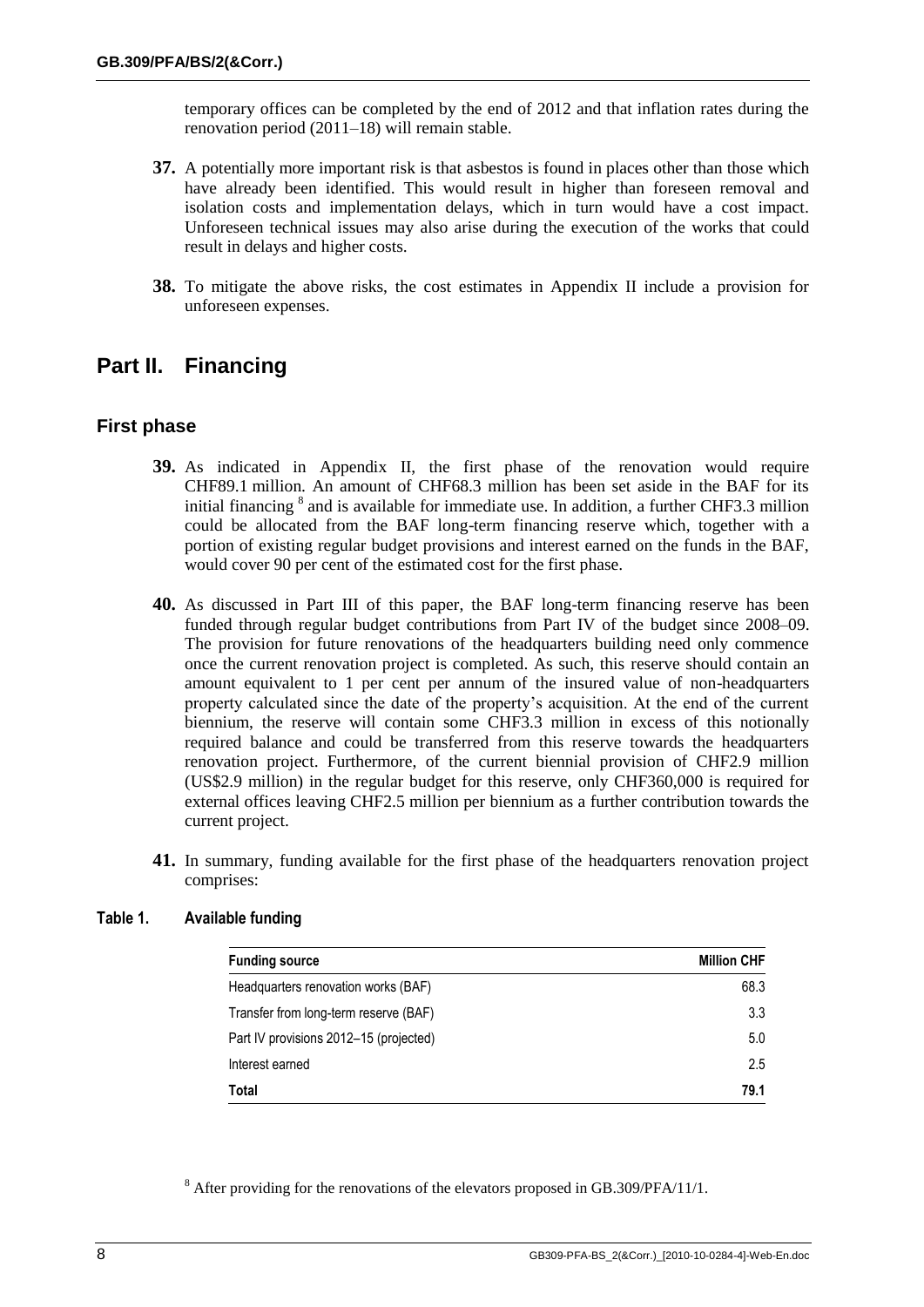temporary offices can be completed by the end of 2012 and that inflation rates during the renovation period (2011–18) will remain stable.

**37.** A potentially more important risk is that asbestos is found in places other than those which have already been identified. This would result in higher than foreseen removal and isolation costs and implementation delays, which in turn would have a cost impact. Unforeseen technical issues may also arise during the execution of the works that could result in delays and higher costs.

**38.** To mitigate the above risks, the cost estimates in Appendix II include a provision for unforeseen expenses.

# Part II. Financing

## First phase

**39.** As indicated in Appendix II, the first phase of the renovation would require CHF89.1 million. An amount of CHF68.3 million has been set aside in the BAF for its initial financing [8] and is available for immediate use. In addition, a further CHF3.3 million could be allocated from the BAF long-term financing reserve which, together with a portion of existing regular budget provisions and interest earned on the funds in the BAF, would cover 90 per cent of the estimated cost for the first phase.

**40.** As discussed in Part III of this paper, the BAF long-term financing reserve has been funded through regular budget contributions from Part IV of the budget since 2008–09. The provision for future renovations of the headquarters building need only commence once the current renovation project is completed. As such, this reserve should contain an amount equivalent to 1 per cent per annum of the insured value of non-headquarters property calculated since the date of the property's acquisition. At the end of the current biennium, the reserve will contain some CHF3.3 million in excess of this notionally required balance and could be transferred from this reserve towards the headquarters renovation project. Furthermore, of the current biennial provision of CHF2.9 million (US$2.9 million) in the regular budget for this reserve, only CHF360,000 is required for external offices leaving CHF2.5 million per biennium as a further contribution towards the current project.

**41.** In summary, funding available for the first phase of the headquarters renovation project comprises:

**Table 1. Available funding**

| Funding source | Million CHF |
|---|---|
| Headquarters renovation works (BAF) | 68.3 |
| Transfer from long-term reserve (BAF) | 3.3 |
| Part IV provisions 2012–15 (projected) | 5.0 |
| Interest earned | 2.5 |
| **Total** | **79.1** |

[8] After providing for the renovations of the elevators proposed in GB.309/PFA/11/1.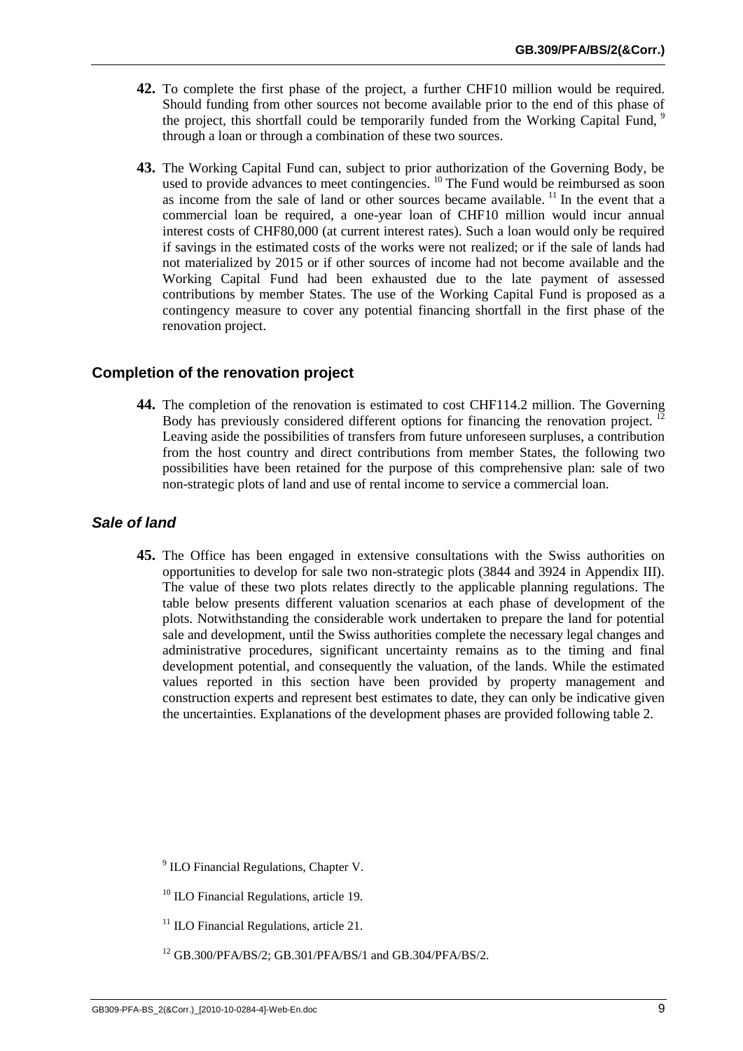**42.** To complete the first phase of the project, a further CHF10 million would be required. Should funding from other sources not become available prior to the end of this phase of the project, this shortfall could be temporarily funded from the Working Capital Fund, [9] through a loan or through a combination of these two sources.

**43.** The Working Capital Fund can, subject to prior authorization of the Governing Body, be used to provide advances to meet contingencies. [10] The Fund would be reimbursed as soon as income from the sale of land or other sources became available. [11] In the event that a commercial loan be required, a one-year loan of CHF10 million would incur annual interest costs of CHF80,000 (at current interest rates). Such a loan would only be required if savings in the estimated costs of the works were not realized; or if the sale of lands had not materialized by 2015 or if other sources of income had not become available and the Working Capital Fund had been exhausted due to the late payment of assessed contributions by member States. The use of the Working Capital Fund is proposed as a contingency measure to cover any potential financing shortfall in the first phase of the renovation project.

## Completion of the renovation project

**44.** The completion of the renovation is estimated to cost CHF114.2 million. The Governing Body has previously considered different options for financing the renovation project. [12] Leaving aside the possibilities of transfers from future unforeseen surpluses, a contribution from the host country and direct contributions from member States, the following two possibilities have been retained for the purpose of this comprehensive plan: sale of two non-strategic plots of land and use of rental income to service a commercial loan.

### *Sale of land*

**45.** The Office has been engaged in extensive consultations with the Swiss authorities on opportunities to develop for sale two non-strategic plots (3844 and 3924 in Appendix III). The value of these two plots relates directly to the applicable planning regulations. The table below presents different valuation scenarios at each phase of development of the plots. Notwithstanding the considerable work undertaken to prepare the land for potential sale and development, until the Swiss authorities complete the necessary legal changes and administrative procedures, significant uncertainty remains as to the timing and final development potential, and consequently the valuation, of the lands. While the estimated values reported in this section have been provided by property management and construction experts and represent best estimates to date, they can only be indicative given the uncertainties. Explanations of the development phases are provided following table 2.

[9] ILO Financial Regulations, Chapter V.

[10] ILO Financial Regulations, article 19.

[11] ILO Financial Regulations, article 21.

[12] GB.300/PFA/BS/2; GB.301/PFA/BS/1 and GB.304/PFA/BS/2.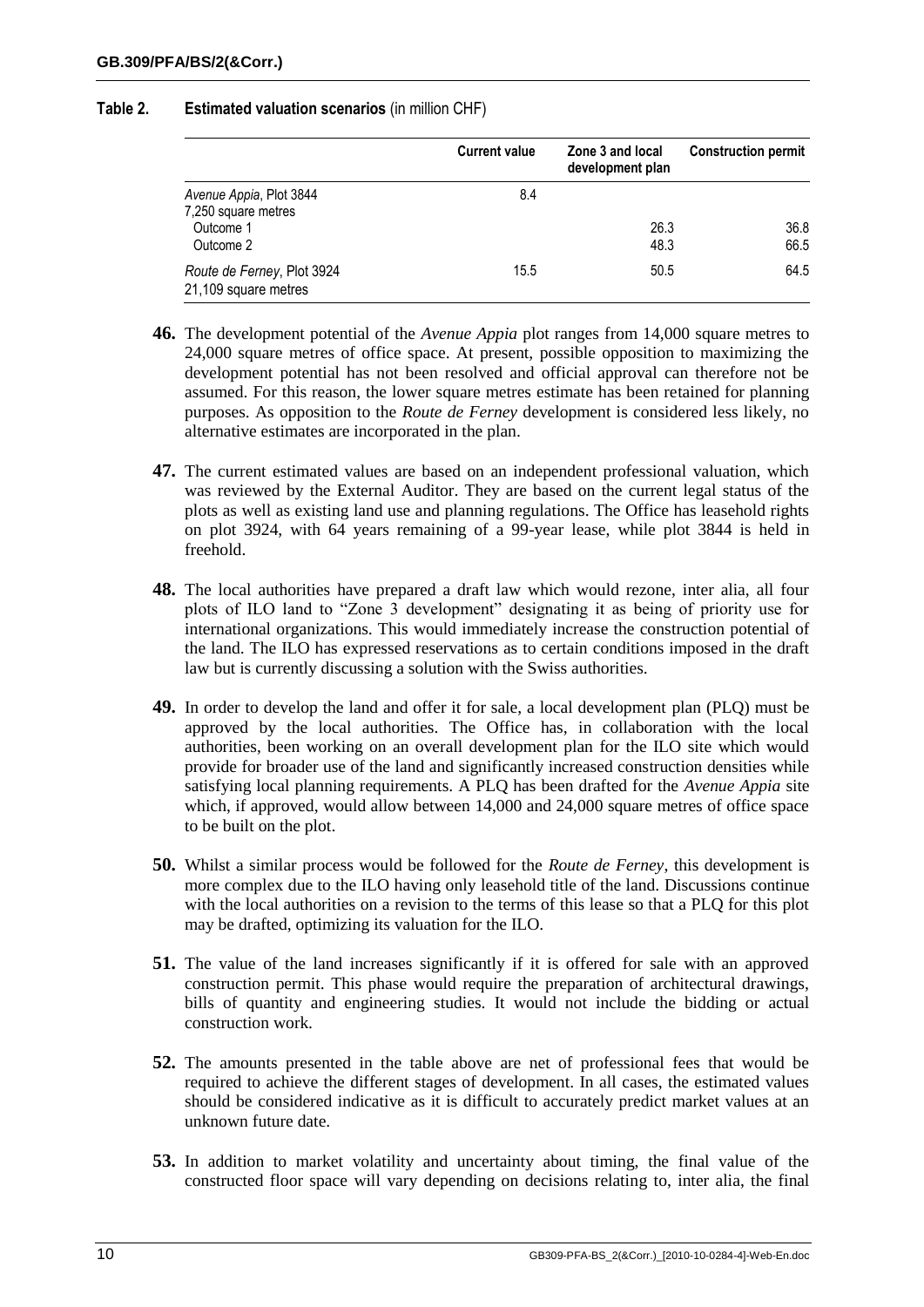**Table 2. Estimated valuation scenarios** (in million CHF)

| | Current value | Zone 3 and local development plan | Construction permit |
|---|---|---|---|
| *Avenue Appia*, Plot 3844<br>7,250 square metres | 8.4 | | |
| Outcome 1 | | 26.3 | 36.8 |
| Outcome 2 | | 48.3 | 66.5 |
| *Route de Ferney*, Plot 3924<br>21,109 square metres | 15.5 | 50.5 | 64.5 |

**46.** The development potential of the *Avenue Appia* plot ranges from 14,000 square metres to 24,000 square metres of office space. At present, possible opposition to maximizing the development potential has not been resolved and official approval can therefore not be assumed. For this reason, the lower square metres estimate has been retained for planning purposes. As opposition to the *Route de Ferney* development is considered less likely, no alternative estimates are incorporated in the plan.

**47.** The current estimated values are based on an independent professional valuation, which was reviewed by the External Auditor. They are based on the current legal status of the plots as well as existing land use and planning regulations. The Office has leasehold rights on plot 3924, with 64 years remaining of a 99-year lease, while plot 3844 is held in freehold.

**48.** The local authorities have prepared a draft law which would rezone, inter alia, all four plots of ILO land to "Zone 3 development" designating it as being of priority use for international organizations. This would immediately increase the construction potential of the land. The ILO has expressed reservations as to certain conditions imposed in the draft law but is currently discussing a solution with the Swiss authorities.

**49.** In order to develop the land and offer it for sale, a local development plan (PLQ) must be approved by the local authorities. The Office has, in collaboration with the local authorities, been working on an overall development plan for the ILO site which would provide for broader use of the land and significantly increased construction densities while satisfying local planning requirements. A PLQ has been drafted for the *Avenue Appia* site which, if approved, would allow between 14,000 and 24,000 square metres of office space to be built on the plot.

**50.** Whilst a similar process would be followed for the *Route de Ferney*, this development is more complex due to the ILO having only leasehold title of the land. Discussions continue with the local authorities on a revision to the terms of this lease so that a PLQ for this plot may be drafted, optimizing its valuation for the ILO.

**51.** The value of the land increases significantly if it is offered for sale with an approved construction permit. This phase would require the preparation of architectural drawings, bills of quantity and engineering studies. It would not include the bidding or actual construction work.

**52.** The amounts presented in the table above are net of professional fees that would be required to achieve the different stages of development. In all cases, the estimated values should be considered indicative as it is difficult to accurately predict market values at an unknown future date.

**53.** In addition to market volatility and uncertainty about timing, the final value of the constructed floor space will vary depending on decisions relating to, inter alia, the final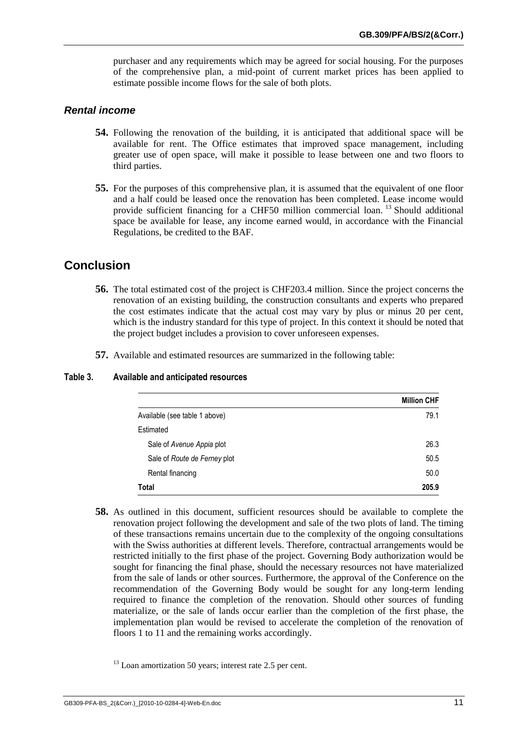purchaser and any requirements which may be agreed for social housing. For the purposes of the comprehensive plan, a mid-point of current market prices has been applied to estimate possible income flows for the sale of both plots.

### *Rental income*

**54.** Following the renovation of the building, it is anticipated that additional space will be available for rent. The Office estimates that improved space management, including greater use of open space, will make it possible to lease between one and two floors to third parties.

**55.** For the purposes of this comprehensive plan, it is assumed that the equivalent of one floor and a half could be leased once the renovation has been completed. Lease income would provide sufficient financing for a CHF50 million commercial loan. [13] Should additional space be available for lease, any income earned would, in accordance with the Financial Regulations, be credited to the BAF.

## Conclusion

**56.** The total estimated cost of the project is CHF203.4 million. Since the project concerns the renovation of an existing building, the construction consultants and experts who prepared the cost estimates indicate that the actual cost may vary by plus or minus 20 per cent, which is the industry standard for this type of project. In this context it should be noted that the project budget includes a provision to cover unforeseen expenses.

**57.** Available and estimated resources are summarized in the following table:

**Table 3. Available and anticipated resources**

| | **Million CHF** |
|---|---|
| Available (see table 1 above) | 79.1 |
| Estimated | |
| Sale of *Avenue Appia* plot | 26.3 |
| Sale of *Route de Ferney* plot | 50.5 |
| Rental financing | 50.0 |
| **Total** | **205.9** |

**58.** As outlined in this document, sufficient resources should be available to complete the renovation project following the development and sale of the two plots of land. The timing of these transactions remains uncertain due to the complexity of the ongoing consultations with the Swiss authorities at different levels. Therefore, contractual arrangements would be restricted initially to the first phase of the project. Governing Body authorization would be sought for financing the final phase, should the necessary resources not have materialized from the sale of lands or other sources. Furthermore, the approval of the Conference on the recommendation of the Governing Body would be sought for any long-term lending required to finance the completion of the renovation. Should other sources of funding materialize, or the sale of lands occur earlier than the completion of the first phase, the implementation plan would be revised to accelerate the completion of the renovation of floors 1 to 11 and the remaining works accordingly.

[13] Loan amortization 50 years; interest rate 2.5 per cent.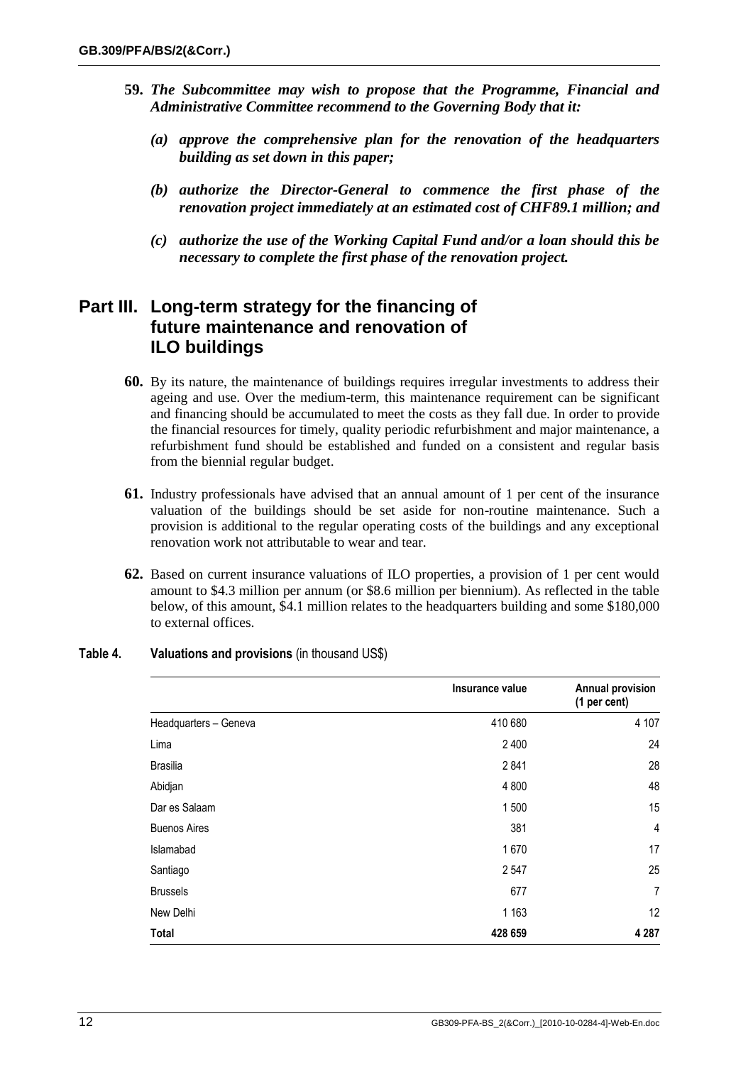**59.** ***The Subcommittee may wish to propose that the Programme, Financial and Administrative Committee recommend to the Governing Body that it:***

***(a) approve the comprehensive plan for the renovation of the headquarters building as set down in this paper;***

***(b) authorize the Director-General to commence the first phase of the renovation project immediately at an estimated cost of CHF89.1 million; and***

***(c) authorize the use of the Working Capital Fund and/or a loan should this be necessary to complete the first phase of the renovation project.***

## Part III. Long-term strategy for the financing of future maintenance and renovation of ILO buildings

**60.** By its nature, the maintenance of buildings requires irregular investments to address their ageing and use. Over the medium-term, this maintenance requirement can be significant and financing should be accumulated to meet the costs as they fall due. In order to provide the financial resources for timely, quality periodic refurbishment and major maintenance, a refurbishment fund should be established and funded on a consistent and regular basis from the biennial regular budget.

**61.** Industry professionals have advised that an annual amount of 1 per cent of the insurance valuation of the buildings should be set aside for non-routine maintenance. Such a provision is additional to the regular operating costs of the buildings and any exceptional renovation work not attributable to wear and tear.

**62.** Based on current insurance valuations of ILO properties, a provision of 1 per cent would amount to $4.3 million per annum (or $8.6 million per biennium). As reflected in the table below, of this amount, $4.1 million relates to the headquarters building and some $180,000 to external offices.

**Table 4. Valuations and provisions** (in thousand US$)

| | Insurance value | Annual provision (1 per cent) |
|---|---|---|
| Headquarters – Geneva | 410 680 | 4 107 |
| Lima | 2 400 | 24 |
| Brasilia | 2 841 | 28 |
| Abidjan | 4 800 | 48 |
| Dar es Salaam | 1 500 | 15 |
| Buenos Aires | 381 | 4 |
| Islamabad | 1 670 | 17 |
| Santiago | 2 547 | 25 |
| Brussels | 677 | 7 |
| New Delhi | 1 163 | 12 |
| **Total** | **428 659** | **4 287** |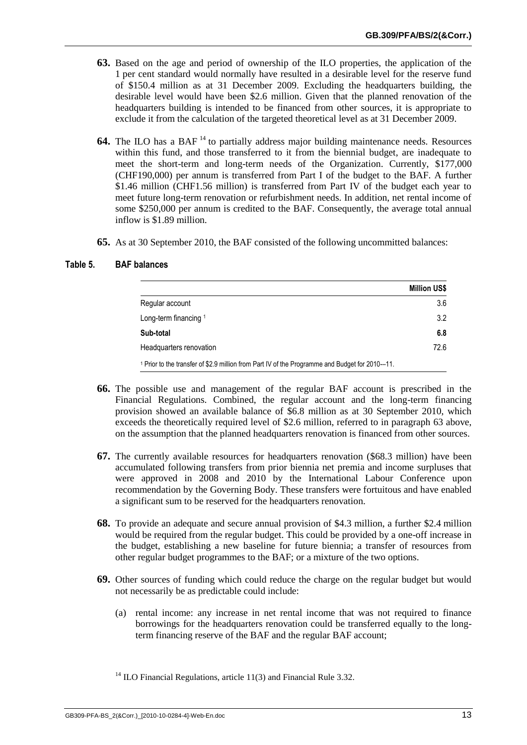**63.** Based on the age and period of ownership of the ILO properties, the application of the 1 per cent standard would normally have resulted in a desirable level for the reserve fund of \$150.4 million as at 31 December 2009. Excluding the headquarters building, the desirable level would have been \$2.6 million. Given that the planned renovation of the headquarters building is intended to be financed from other sources, it is appropriate to exclude it from the calculation of the targeted theoretical level as at 31 December 2009.

**64.** The ILO has a BAF [14] to partially address major building maintenance needs. Resources within this fund, and those transferred to it from the biennial budget, are inadequate to meet the short-term and long-term needs of the Organization. Currently, \$177,000 (CHF190,000) per annum is transferred from Part I of the budget to the BAF. A further \$1.46 million (CHF1.56 million) is transferred from Part IV of the budget each year to meet future long-term renovation or refurbishment needs. In addition, net rental income of some \$250,000 per annum is credited to the BAF. Consequently, the average total annual inflow is \$1.89 million.

**65.** As at 30 September 2010, the BAF consisted of the following uncommitted balances:

**Table 5. BAF balances**

| | Million US\$ |
|---|---|
| Regular account | 3.6 |
| Long-term financing [1] | 3.2 |
| **Sub-total** | **6.8** |
| Headquarters renovation | 72.6 |

[1] Prior to the transfer of \$2.9 million from Part IV of the Programme and Budget for 2010–11.

**66.** The possible use and management of the regular BAF account is prescribed in the Financial Regulations. Combined, the regular account and the long-term financing provision showed an available balance of \$6.8 million as at 30 September 2010, which exceeds the theoretically required level of \$2.6 million, referred to in paragraph 63 above, on the assumption that the planned headquarters renovation is financed from other sources.

**67.** The currently available resources for headquarters renovation (\$68.3 million) have been accumulated following transfers from prior biennia net premia and income surpluses that were approved in 2008 and 2010 by the International Labour Conference upon recommendation by the Governing Body. These transfers were fortuitous and have enabled a significant sum to be reserved for the headquarters renovation.

**68.** To provide an adequate and secure annual provision of \$4.3 million, a further \$2.4 million would be required from the regular budget. This could be provided by a one-off increase in the budget, establishing a new baseline for future biennia; a transfer of resources from other regular budget programmes to the BAF; or a mixture of the two options.

**69.** Other sources of funding which could reduce the charge on the regular budget but would not necessarily be as predictable could include:

(a) rental income: any increase in net rental income that was not required to finance borrowings for the headquarters renovation could be transferred equally to the long-term financing reserve of the BAF and the regular BAF account;

[14] ILO Financial Regulations, article 11(3) and Financial Rule 3.32.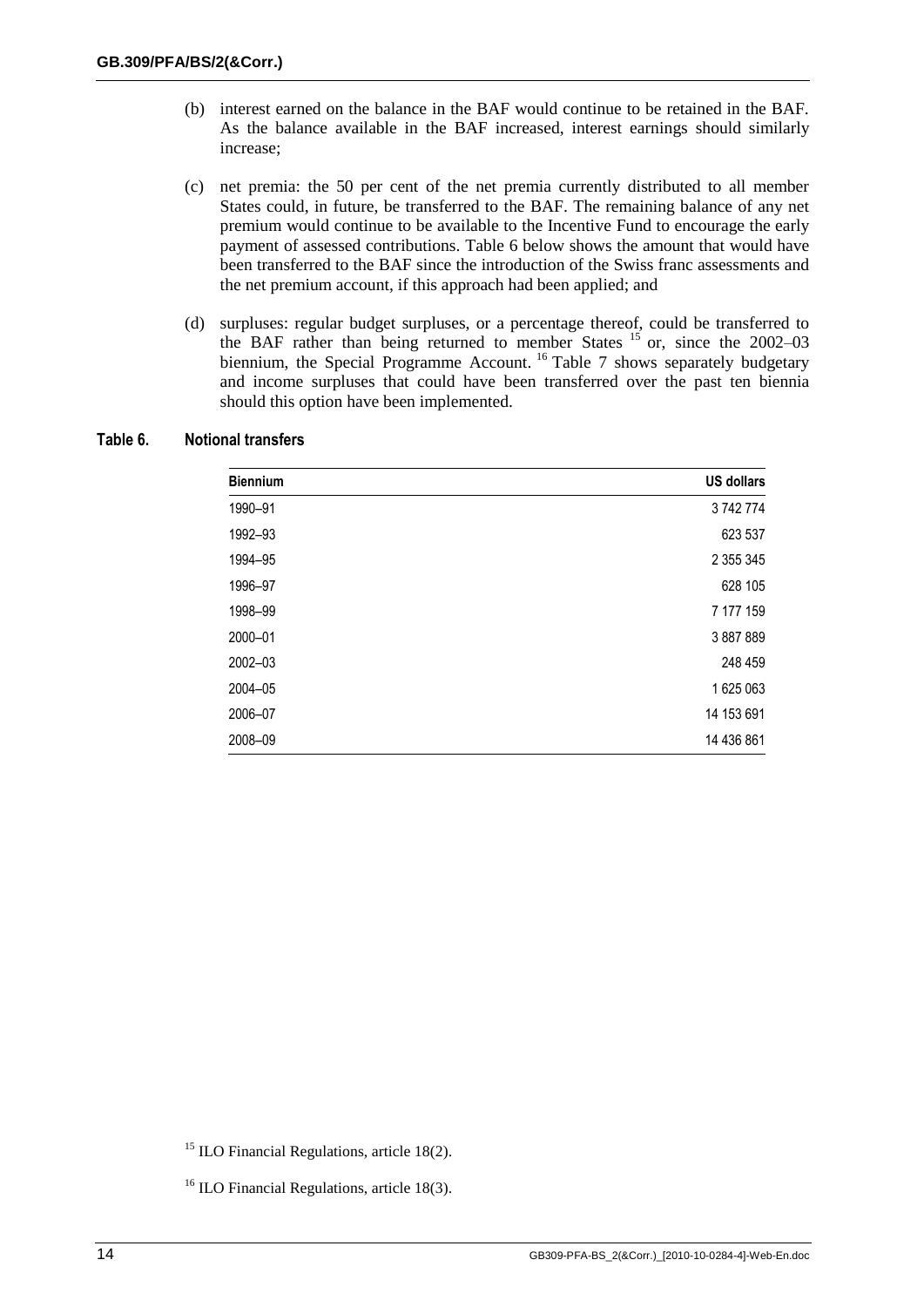(b) interest earned on the balance in the BAF would continue to be retained in the BAF. As the balance available in the BAF increased, interest earnings should similarly increase;

(c) net premia: the 50 per cent of the net premia currently distributed to all member States could, in future, be transferred to the BAF. The remaining balance of any net premium would continue to be available to the Incentive Fund to encourage the early payment of assessed contributions. Table 6 below shows the amount that would have been transferred to the BAF since the introduction of the Swiss franc assessments and the net premium account, if this approach had been applied; and

(d) surpluses: regular budget surpluses, or a percentage thereof, could be transferred to the BAF rather than being returned to member States [15] or, since the 2002–03 biennium, the Special Programme Account. [16] Table 7 shows separately budgetary and income surpluses that could have been transferred over the past ten biennia should this option have been implemented.

**Table 6. Notional transfers**

| Biennium | US dollars |
|---|---:|
| 1990–91 | 3 742 774 |
| 1992–93 | 623 537 |
| 1994–95 | 2 355 345 |
| 1996–97 | 628 105 |
| 1998–99 | 7 177 159 |
| 2000–01 | 3 887 889 |
| 2002–03 | 248 459 |
| 2004–05 | 1 625 063 |
| 2006–07 | 14 153 691 |
| 2008–09 | 14 436 861 |

[15] ILO Financial Regulations, article 18(2).

[16] ILO Financial Regulations, article 18(3).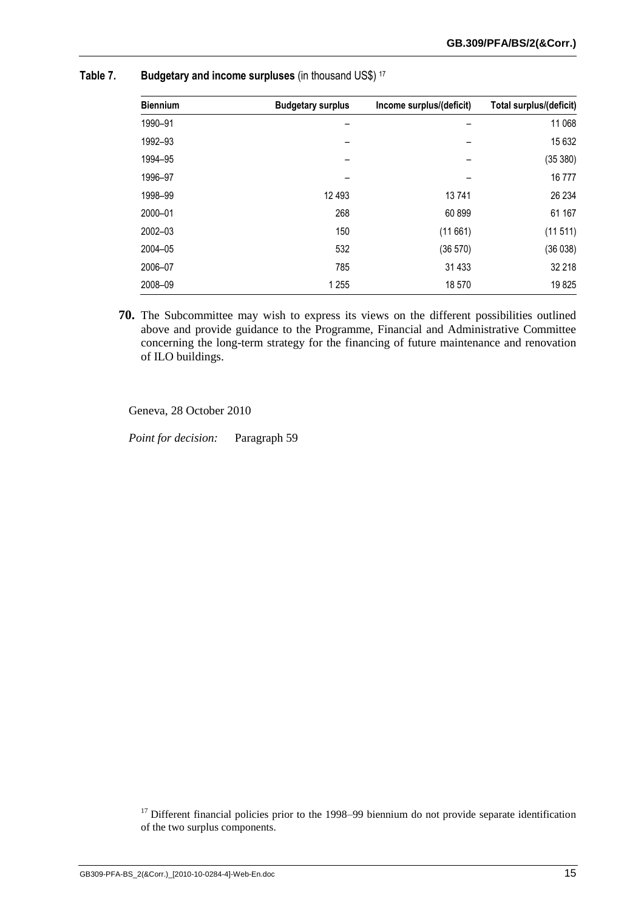**Table 7. Budgetary and income surpluses** (in thousand US$) [17]

| Biennium | Budgetary surplus | Income surplus/(deficit) | Total surplus/(deficit) |
|---|---|---|---|
| 1990–91 | – | – | 11 068 |
| 1992–93 | – | – | 15 632 |
| 1994–95 | – | – | (35 380) |
| 1996–97 | – | – | 16 777 |
| 1998–99 | 12 493 | 13 741 | 26 234 |
| 2000–01 | 268 | 60 899 | 61 167 |
| 2002–03 | 150 | (11 661) | (11 511) |
| 2004–05 | 532 | (36 570) | (36 038) |
| 2006–07 | 785 | 31 433 | 32 218 |
| 2008–09 | 1 255 | 18 570 | 19 825 |

**70.** The Subcommittee may wish to express its views on the different possibilities outlined above and provide guidance to the Programme, Financial and Administrative Committee concerning the long-term strategy for the financing of future maintenance and renovation of ILO buildings.

Geneva, 28 October 2010

*Point for decision:* Paragraph 59

[17] Different financial policies prior to the 1998–99 biennium do not provide separate identification of the two surplus components.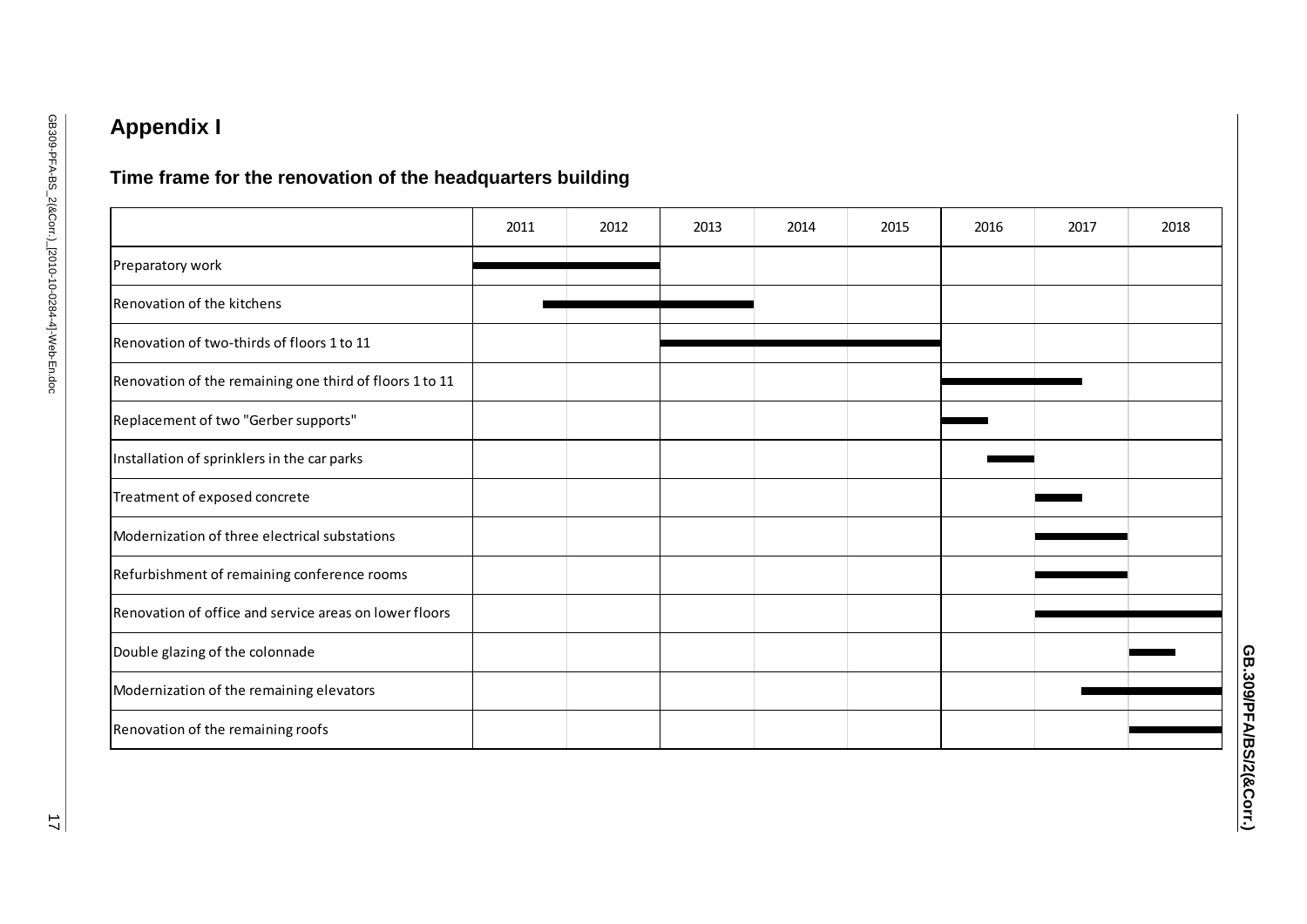## Appendix I

### Time frame for the renovation of the headquarters building

| | 2011 | 2012 | 2013 | 2014 | 2015 | 2016 | 2017 | 2018 |
|---|---|---|---|---|---|---|---|---|
| Preparatory work | ■ | ■ | | | | | | |
| Renovation of the kitchens | ■ | ■ | ■ | | | | | |
| Renovation of two-thirds of floors 1 to 11 | | | ■ | ■ | ■ | | | |
| Renovation of the remaining one third of floors 1 to 11 | | | | | | ■ | ■ | |
| Replacement of two "Gerber supports" | | | | | | ■ | | |
| Installation of sprinklers in the car parks | | | | | | ■ | | |
| Treatment of exposed concrete | | | | | | | ■ | |
| Modernization of three electrical substations | | | | | | | ■ | |
| Refurbishment of remaining conference rooms | | | | | | | ■ | |
| Renovation of office and service areas on lower floors | | | | | | | ■ | ■ |
| Double glazing of the colonnade | | | | | | | | ■ |
| Modernization of the remaining elevators | | | | | | | ■ | ■ |
| Renovation of the remaining roofs | | | | | | | | ■ |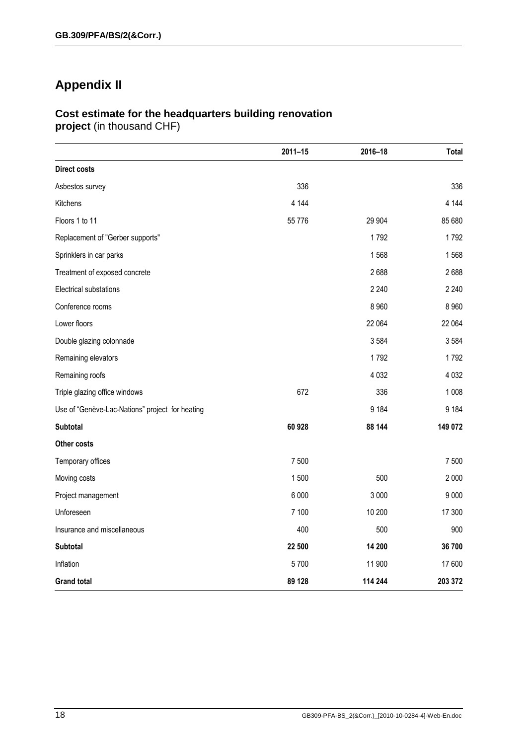# Appendix II

### **Cost estimate for the headquarters building renovation project** (in thousand CHF)

| | 2011–15 | 2016–18 | Total |
|---|---|---|---|
| **Direct costs** | | | |
| Asbestos survey | 336 | | 336 |
| Kitchens | 4 144 | | 4 144 |
| Floors 1 to 11 | 55 776 | 29 904 | 85 680 |
| Replacement of "Gerber supports" | | 1 792 | 1 792 |
| Sprinklers in car parks | | 1 568 | 1 568 |
| Treatment of exposed concrete | | 2 688 | 2 688 |
| Electrical substations | | 2 240 | 2 240 |
| Conference rooms | | 8 960 | 8 960 |
| Lower floors | | 22 064 | 22 064 |
| Double glazing colonnade | | 3 584 | 3 584 |
| Remaining elevators | | 1 792 | 1 792 |
| Remaining roofs | | 4 032 | 4 032 |
| Triple glazing office windows | 672 | 336 | 1 008 |
| Use of "Genève-Lac-Nations" project for heating | | 9 184 | 9 184 |
| **Subtotal** | **60 928** | **88 144** | **149 072** |
| **Other costs** | | | |
| Temporary offices | 7 500 | | 7 500 |
| Moving costs | 1 500 | 500 | 2 000 |
| Project management | 6 000 | 3 000 | 9 000 |
| Unforeseen | 7 100 | 10 200 | 17 300 |
| Insurance and miscellaneous | 400 | 500 | 900 |
| **Subtotal** | **22 500** | **14 200** | **36 700** |
| Inflation | 5 700 | 11 900 | 17 600 |
| **Grand total** | **89 128** | **114 244** | **203 372** |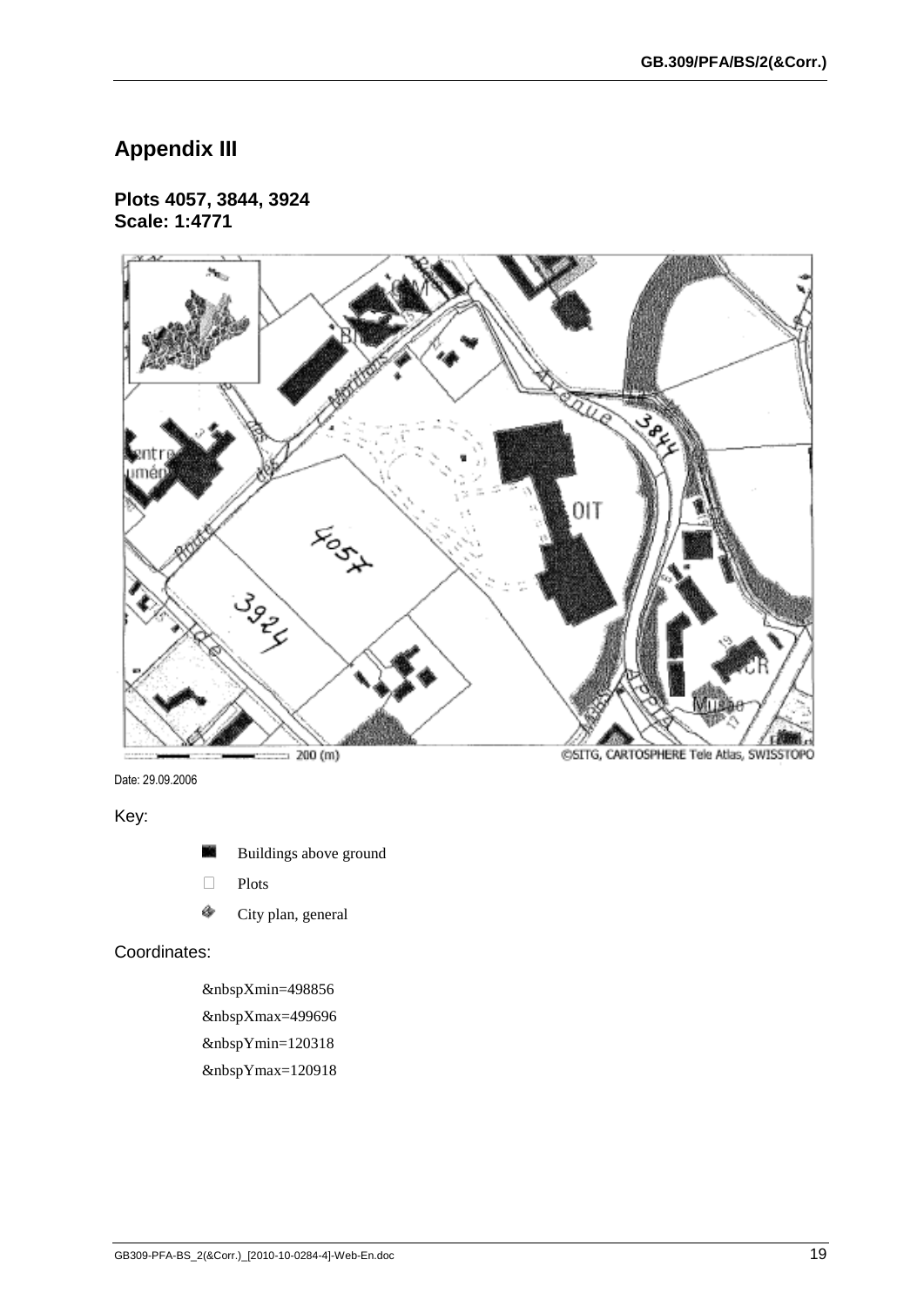## Appendix III

**Plots 4057, 3844, 3924**
**Scale: 1:4771**

Date: 29.09.2006

Key:

- Buildings above ground
- Plots
- City plan, general

Coordinates:

&nbspXmin=498856

&nbspXmax=499696

&nbspYmin=120318

&nbspYmax=120918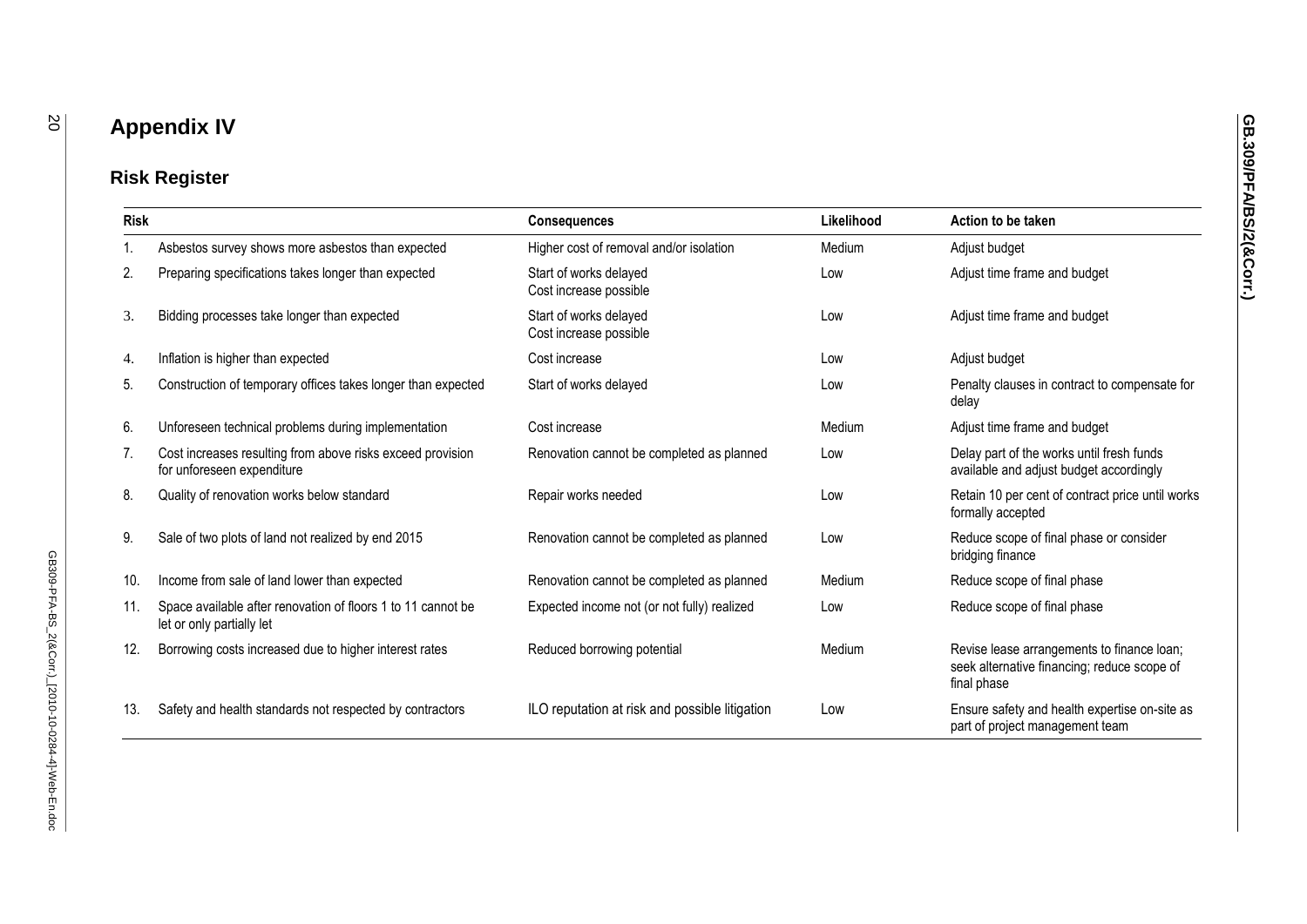# Appendix IV

## Risk Register

| Risk | | Consequences | Likelihood | Action to be taken |
|---|---|---|---|---|
| 1. | Asbestos survey shows more asbestos than expected | Higher cost of removal and/or isolation | Medium | Adjust budget |
| 2. | Preparing specifications takes longer than expected | Start of works delayed<br>Cost increase possible | Low | Adjust time frame and budget |
| 3. | Bidding processes take longer than expected | Start of works delayed<br>Cost increase possible | Low | Adjust time frame and budget |
| 4. | Inflation is higher than expected | Cost increase | Low | Adjust budget |
| 5. | Construction of temporary offices takes longer than expected | Start of works delayed | Low | Penalty clauses in contract to compensate for delay |
| 6. | Unforeseen technical problems during implementation | Cost increase | Medium | Adjust time frame and budget |
| 7. | Cost increases resulting from above risks exceed provision for unforeseen expenditure | Renovation cannot be completed as planned | Low | Delay part of the works until fresh funds available and adjust budget accordingly |
| 8. | Quality of renovation works below standard | Repair works needed | Low | Retain 10 per cent of contract price until works formally accepted |
| 9. | Sale of two plots of land not realized by end 2015 | Renovation cannot be completed as planned | Low | Reduce scope of final phase or consider bridging finance |
| 10. | Income from sale of land lower than expected | Renovation cannot be completed as planned | Medium | Reduce scope of final phase |
| 11. | Space available after renovation of floors 1 to 11 cannot be let or only partially let | Expected income not (or not fully) realized | Low | Reduce scope of final phase |
| 12. | Borrowing costs increased due to higher interest rates | Reduced borrowing potential | Medium | Revise lease arrangements to finance loan; seek alternative financing; reduce scope of final phase |
| 13. | Safety and health standards not respected by contractors | ILO reputation at risk and possible litigation | Low | Ensure safety and health expertise on-site as part of project management team |